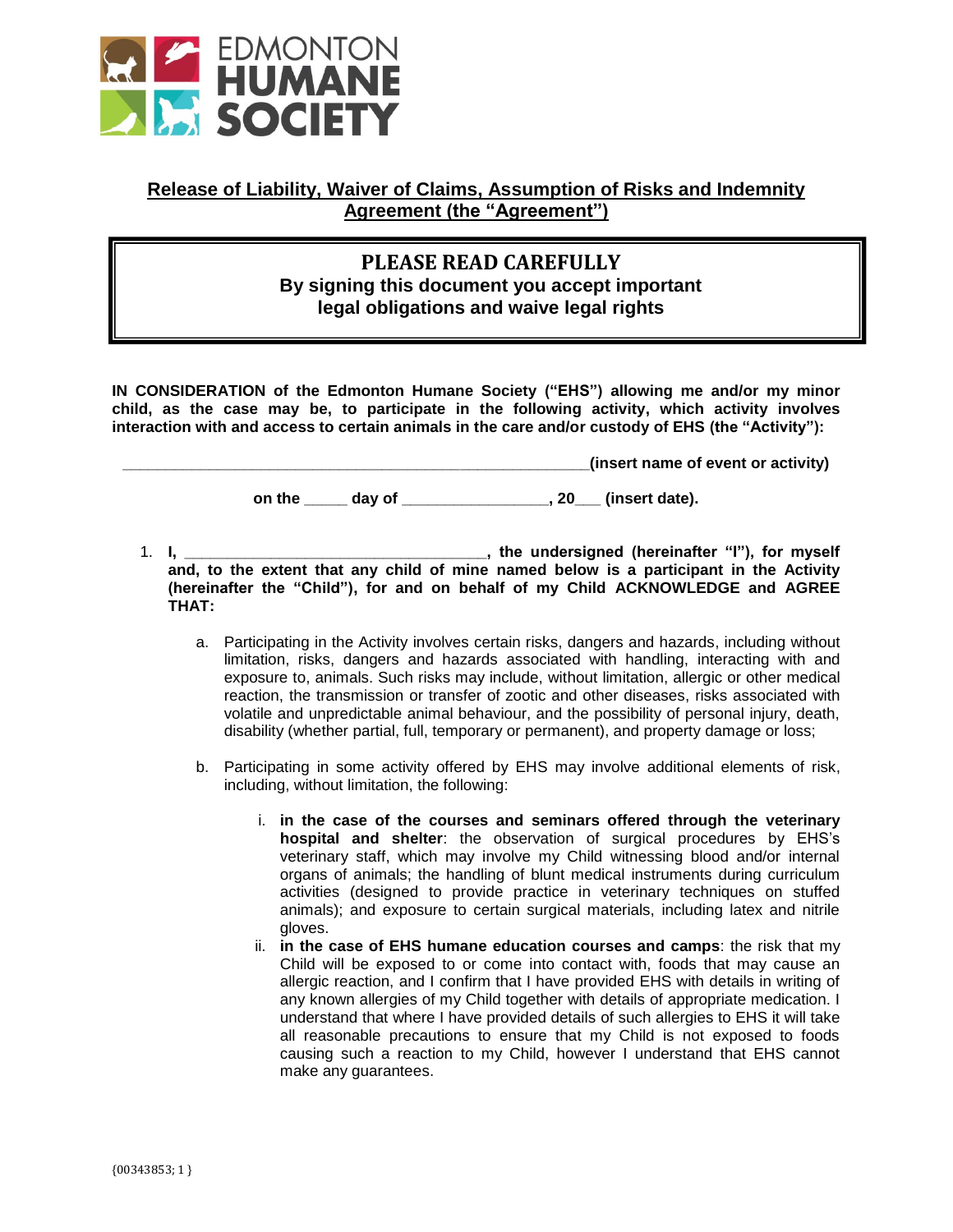EDMONTON HUMANE SOCIETY

## Release of Liability, Waiver of Claims, Assumption of Risks and Indemnity Agreement (the "Agreement")

**PLEASE READ CAREFULLY**
**By signing this document you accept important legal obligations and waive legal rights**

**IN CONSIDERATION of the Edmonton Humane Society ("EHS") allowing me and/or my minor child, as the case may be, to participate in the following activity, which activity involves interaction with and access to certain animals in the care and/or custody of EHS (the "Activity"):**

**\_\_\_\_\_\_\_\_\_\_\_\_\_\_\_\_\_\_\_\_\_\_\_\_\_\_\_\_\_\_\_\_\_\_\_\_\_\_\_\_\_\_\_\_\_\_\_\_\_\_\_\_\_\_(insert name of event or activity)**

**on the \_\_\_\_\_ day of \_\_\_\_\_\_\_\_\_\_\_\_\_\_\_\_\_, 20\_\_\_ (insert date).**

1. **I, \_\_\_\_\_\_\_\_\_\_\_\_\_\_\_\_\_\_\_\_\_\_\_\_\_\_\_\_\_\_\_\_\_\_\_\_, the undersigned (hereinafter "I"), for myself and, to the extent that any child of mine named below is a participant in the Activity (hereinafter the "Child"), for and on behalf of my Child ACKNOWLEDGE and AGREE THAT:**

   a. Participating in the Activity involves certain risks, dangers and hazards, including without limitation, risks, dangers and hazards associated with handling, interacting with and exposure to, animals. Such risks may include, without limitation, allergic or other medical reaction, the transmission or transfer of zootic and other diseases, risks associated with volatile and unpredictable animal behaviour, and the possibility of personal injury, death, disability (whether partial, full, temporary or permanent), and property damage or loss;

   b. Participating in some activity offered by EHS may involve additional elements of risk, including, without limitation, the following:

      i. **in the case of the courses and seminars offered through the veterinary hospital and shelter**: the observation of surgical procedures by EHS's veterinary staff, which may involve my Child witnessing blood and/or internal organs of animals; the handling of blunt medical instruments during curriculum activities (designed to provide practice in veterinary techniques on stuffed animals); and exposure to certain surgical materials, including latex and nitrile gloves.

      ii. **in the case of EHS humane education courses and camps**: the risk that my Child will be exposed to or come into contact with, foods that may cause an allergic reaction, and I confirm that I have provided EHS with details in writing of any known allergies of my Child together with details of appropriate medication. I understand that where I have provided details of such allergies to EHS it will take all reasonable precautions to ensure that my Child is not exposed to foods causing such a reaction to my Child, however I understand that EHS cannot make any guarantees.

{00343853; 1 }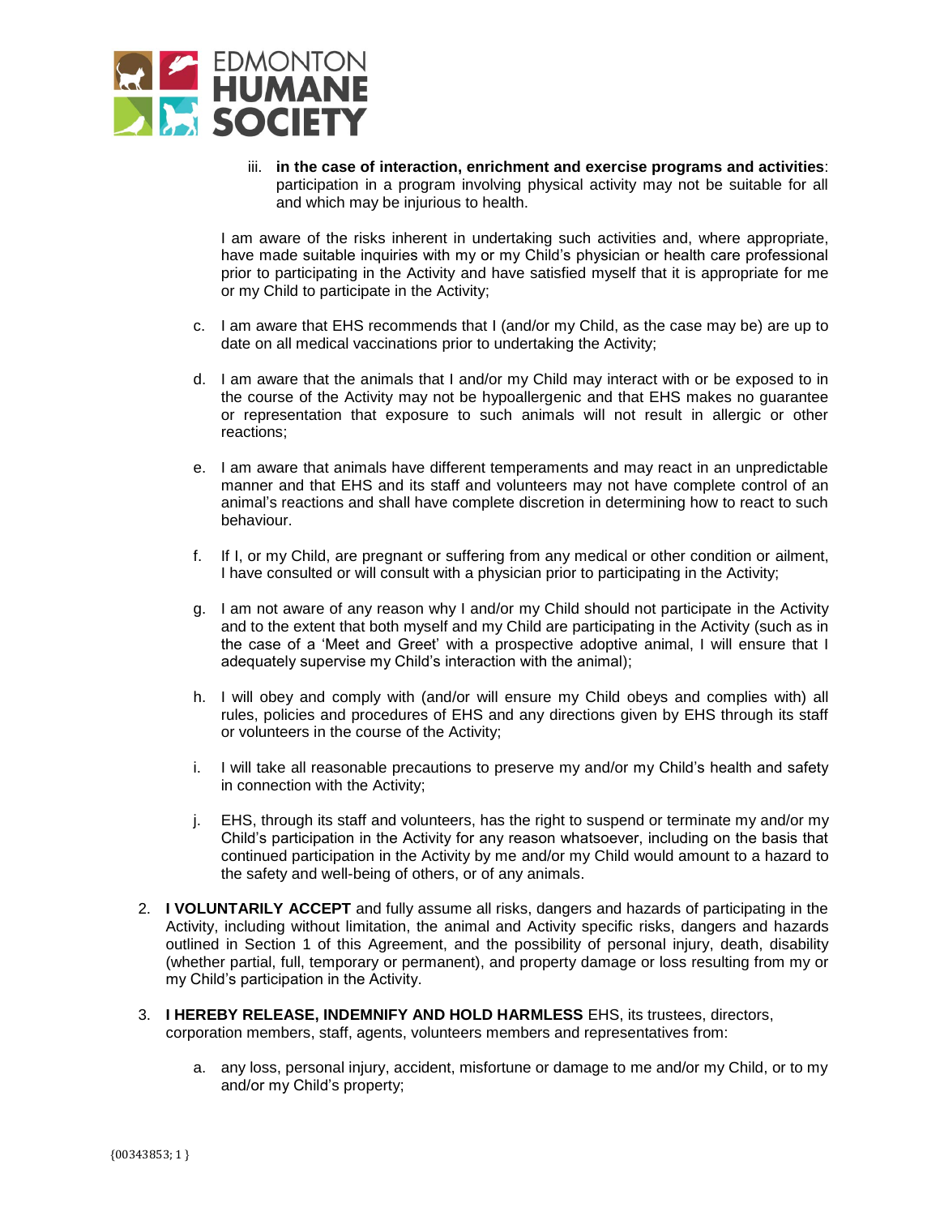iii. **in the case of interaction, enrichment and exercise programs and activities**: participation in a program involving physical activity may not be suitable for all and which may be injurious to health.

I am aware of the risks inherent in undertaking such activities and, where appropriate, have made suitable inquiries with my or my Child's physician or health care professional prior to participating in the Activity and have satisfied myself that it is appropriate for me or my Child to participate in the Activity;

c. I am aware that EHS recommends that I (and/or my Child, as the case may be) are up to date on all medical vaccinations prior to undertaking the Activity;

d. I am aware that the animals that I and/or my Child may interact with or be exposed to in the course of the Activity may not be hypoallergenic and that EHS makes no guarantee or representation that exposure to such animals will not result in allergic or other reactions;

e. I am aware that animals have different temperaments and may react in an unpredictable manner and that EHS and its staff and volunteers may not have complete control of an animal's reactions and shall have complete discretion in determining how to react to such behaviour.

f. If I, or my Child, are pregnant or suffering from any medical or other condition or ailment, I have consulted or will consult with a physician prior to participating in the Activity;

g. I am not aware of any reason why I and/or my Child should not participate in the Activity and to the extent that both myself and my Child are participating in the Activity (such as in the case of a 'Meet and Greet' with a prospective adoptive animal, I will ensure that I adequately supervise my Child's interaction with the animal);

h. I will obey and comply with (and/or will ensure my Child obeys and complies with) all rules, policies and procedures of EHS and any directions given by EHS through its staff or volunteers in the course of the Activity;

i. I will take all reasonable precautions to preserve my and/or my Child's health and safety in connection with the Activity;

j. EHS, through its staff and volunteers, has the right to suspend or terminate my and/or my Child's participation in the Activity for any reason whatsoever, including on the basis that continued participation in the Activity by me and/or my Child would amount to a hazard to the safety and well-being of others, or of any animals.

2. **I VOLUNTARILY ACCEPT** and fully assume all risks, dangers and hazards of participating in the Activity, including without limitation, the animal and Activity specific risks, dangers and hazards outlined in Section 1 of this Agreement, and the possibility of personal injury, death, disability (whether partial, full, temporary or permanent), and property damage or loss resulting from my or my Child's participation in the Activity.

3. **I HEREBY RELEASE, INDEMNIFY AND HOLD HARMLESS** EHS, its trustees, directors, corporation members, staff, agents, volunteers members and representatives from:

   a. any loss, personal injury, accident, misfortune or damage to me and/or my Child, or to my and/or my Child's property;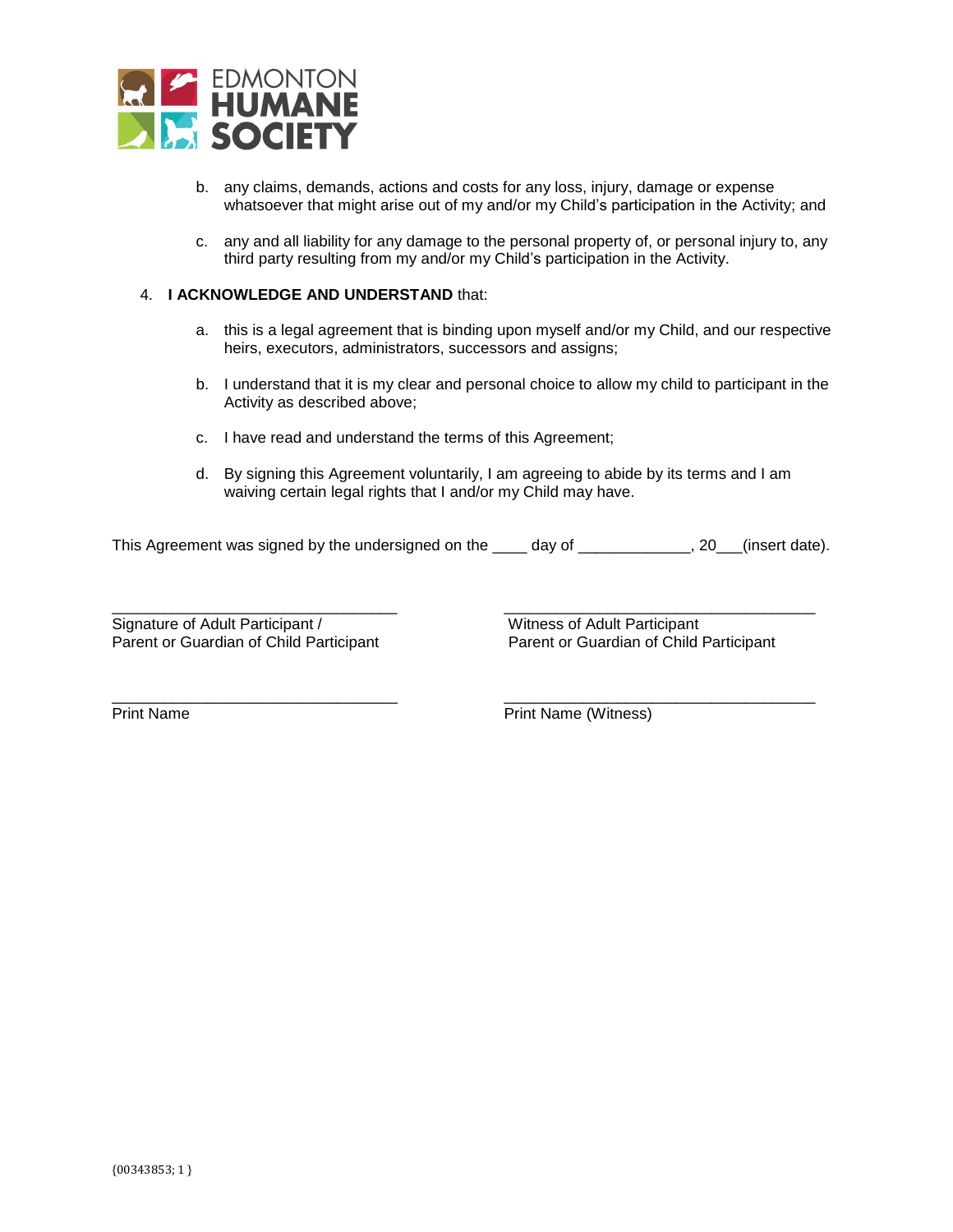b. any claims, demands, actions and costs for any loss, injury, damage or expense whatsoever that might arise out of my and/or my Child's participation in the Activity; and

c. any and all liability for any damage to the personal property of, or personal injury to, any third party resulting from my and/or my Child's participation in the Activity.

4. **I ACKNOWLEDGE AND UNDERSTAND** that:

   a. this is a legal agreement that is binding upon myself and/or my Child, and our respective heirs, executors, administrators, successors and assigns;

   b. I understand that it is my clear and personal choice to allow my child to participant in the Activity as described above;

   c. I have read and understand the terms of this Agreement;

   d. By signing this Agreement voluntarily, I am agreeing to abide by its terms and I am waiving certain legal rights that I and/or my Child may have.

This Agreement was signed by the undersigned on the ____ day of _____________, 20___(insert date).

_________________________________
Signature of Adult Participant /
Parent or Guardian of Child Participant

_________________________________
Witness of Adult Participant
Parent or Guardian of Child Participant

_________________________________
Print Name

_________________________________
Print Name (Witness)

{00343853; 1 }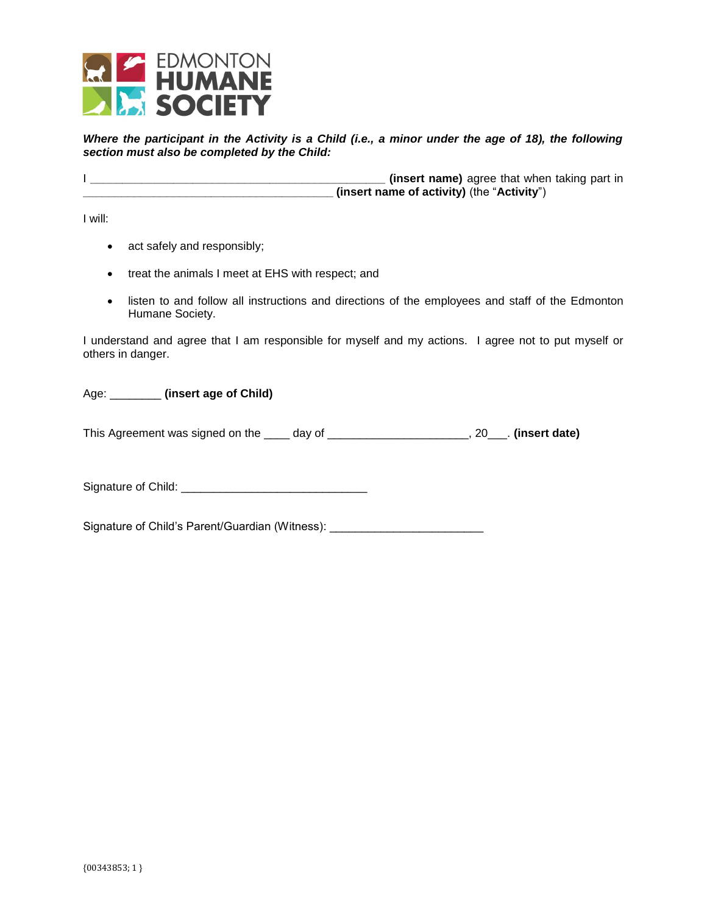EDMONTON HUMANE SOCIETY

***Where the participant in the Activity is a Child (i.e., a minor under the age of 18), the following section must also be completed by the Child:***

I ______________________________________________ **(insert name)** agree that when taking part in _______________________________________ **(insert name of activity)** (the "**Activity**")

I will:

- act safely and responsibly;
- treat the animals I meet at EHS with respect; and
- listen to and follow all instructions and directions of the employees and staff of the Edmonton Humane Society.

I understand and agree that I am responsible for myself and my actions. I agree not to put myself or others in danger.

Age: ________ **(insert age of Child)**

This Agreement was signed on the ____ day of _____________________, 20___. **(insert date)**

Signature of Child: _____________________________

Signature of Child's Parent/Guardian (Witness): _______________________

{00343853; 1 }